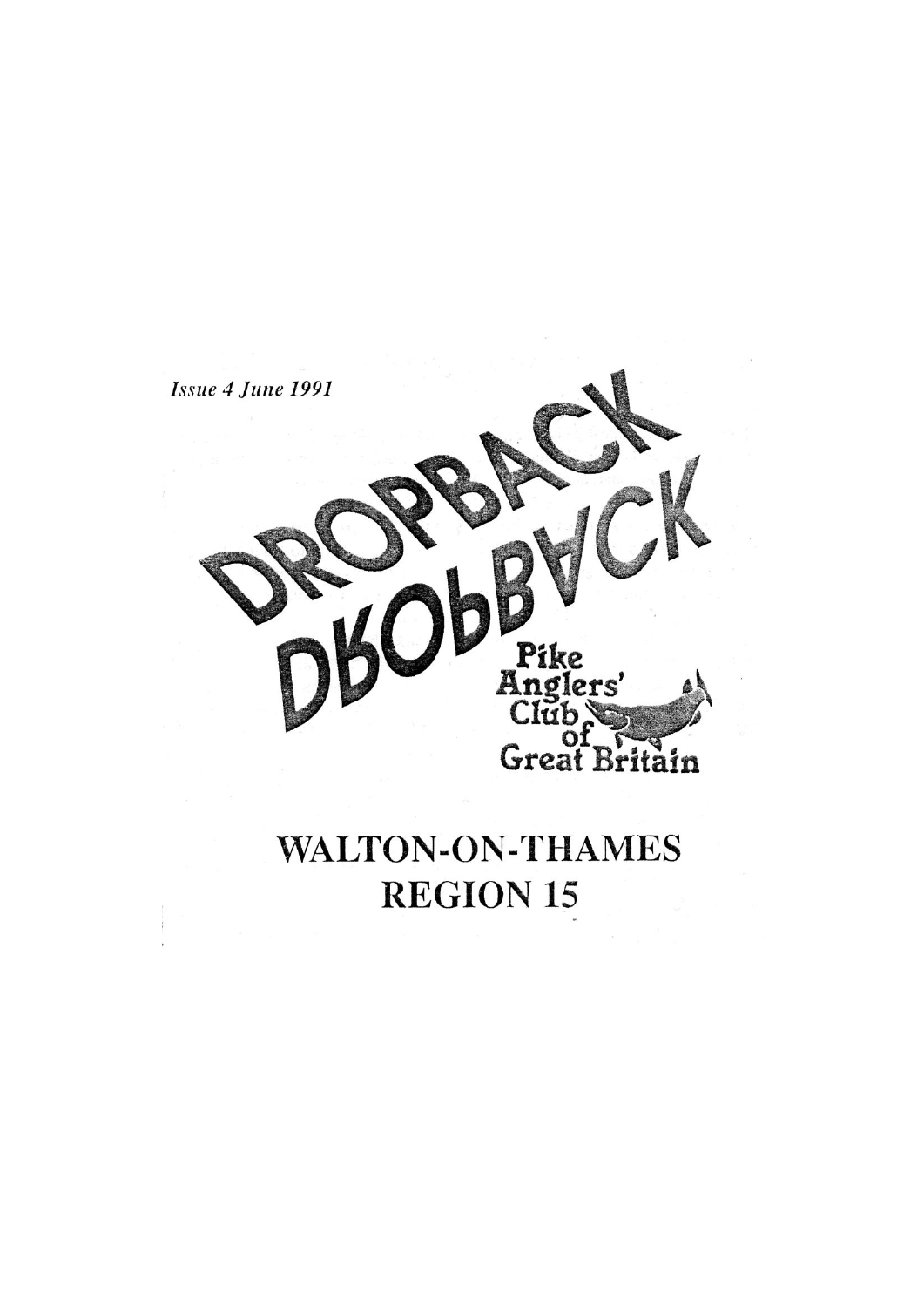*Issue 4 June 1991*

# DROPBACK

Pike Anglers' Club of Great Britain

## WALTON-ON-THAMES
## REGION 15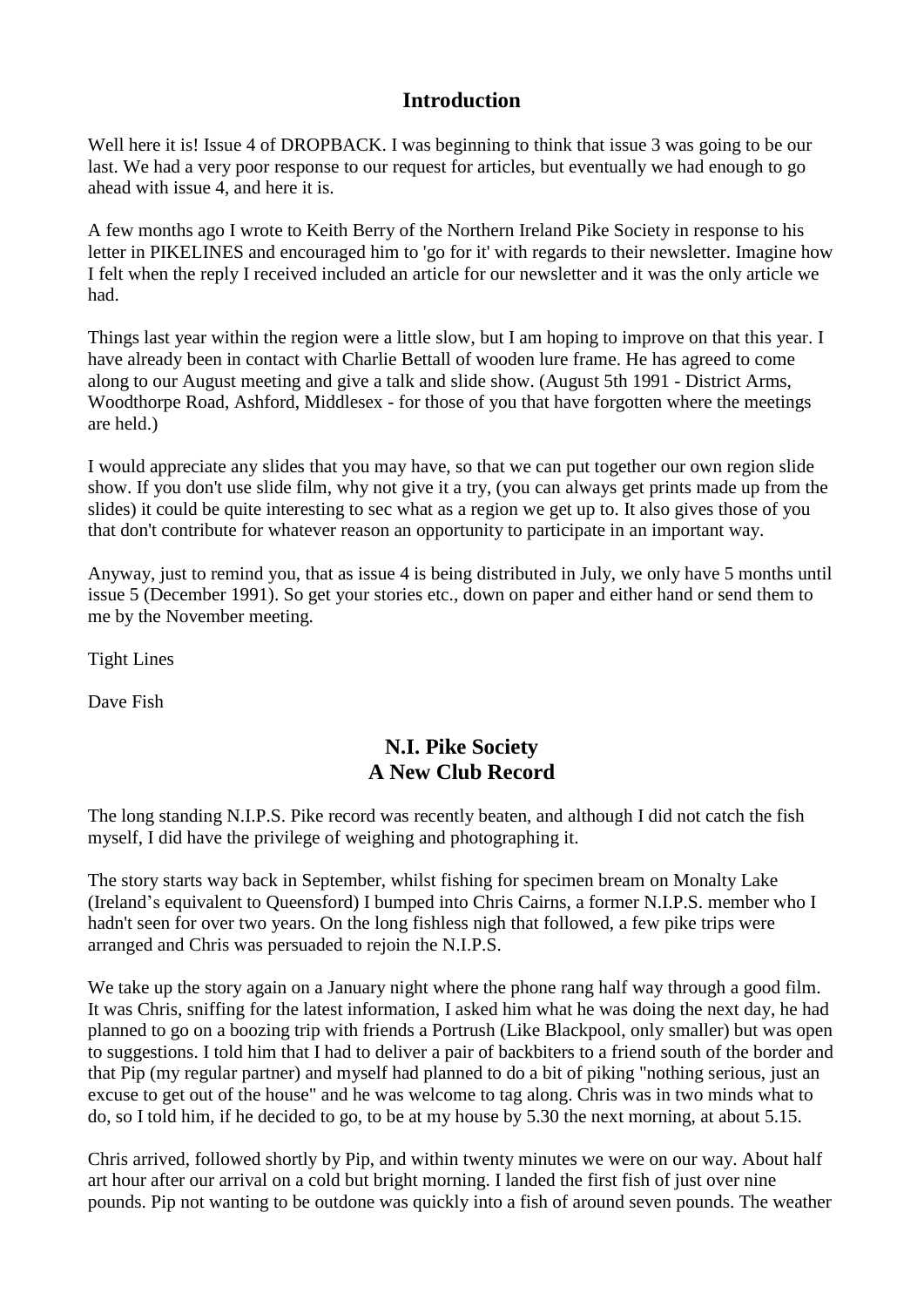## Introduction

Well here it is! Issue 4 of DROPBACK. I was beginning to think that issue 3 was going to be our last. We had a very poor response to our request for articles, but eventually we had enough to go ahead with issue 4, and here it is.

A few months ago I wrote to Keith Berry of the Northern Ireland Pike Society in response to his letter in PIKELINES and encouraged him to 'go for it' with regards to their newsletter. Imagine how I felt when the reply I received included an article for our newsletter and it was the only article we had.

Things last year within the region were a little slow, but I am hoping to improve on that this year. I have already been in contact with Charlie Bettall of wooden lure frame. He has agreed to come along to our August meeting and give a talk and slide show. (August 5th 1991 - District Arms, Woodthorpe Road, Ashford, Middlesex - for those of you that have forgotten where the meetings are held.)

I would appreciate any slides that you may have, so that we can put together our own region slide show. If you don't use slide film, why not give it a try, (you can always get prints made up from the slides) it could be quite interesting to sec what as a region we get up to. It also gives those of you that don't contribute for whatever reason an opportunity to participate in an important way.

Anyway, just to remind you, that as issue 4 is being distributed in July, we only have 5 months until issue 5 (December 1991). So get your stories etc., down on paper and either hand or send them to me by the November meeting.

Tight Lines

Dave Fish

## N.I. Pike Society
## A New Club Record

The long standing N.I.P.S. Pike record was recently beaten, and although I did not catch the fish myself, I did have the privilege of weighing and photographing it.

The story starts way back in September, whilst fishing for specimen bream on Monalty Lake (Ireland's equivalent to Queensford) I bumped into Chris Cairns, a former N.I.P.S. member who I hadn't seen for over two years. On the long fishless nigh that followed, a few pike trips were arranged and Chris was persuaded to rejoin the N.I.P.S.

We take up the story again on a January night where the phone rang half way through a good film. It was Chris, sniffing for the latest information, I asked him what he was doing the next day, he had planned to go on a boozing trip with friends a Portrush (Like Blackpool, only smaller) but was open to suggestions. I told him that I had to deliver a pair of backbiters to a friend south of the border and that Pip (my regular partner) and myself had planned to do a bit of piking "nothing serious, just an excuse to get out of the house" and he was welcome to tag along. Chris was in two minds what to do, so I told him, if he decided to go, to be at my house by 5.30 the next morning, at about 5.15.

Chris arrived, followed shortly by Pip, and within twenty minutes we were on our way. About half art hour after our arrival on a cold but bright morning. I landed the first fish of just over nine pounds. Pip not wanting to be outdone was quickly into a fish of around seven pounds. The weather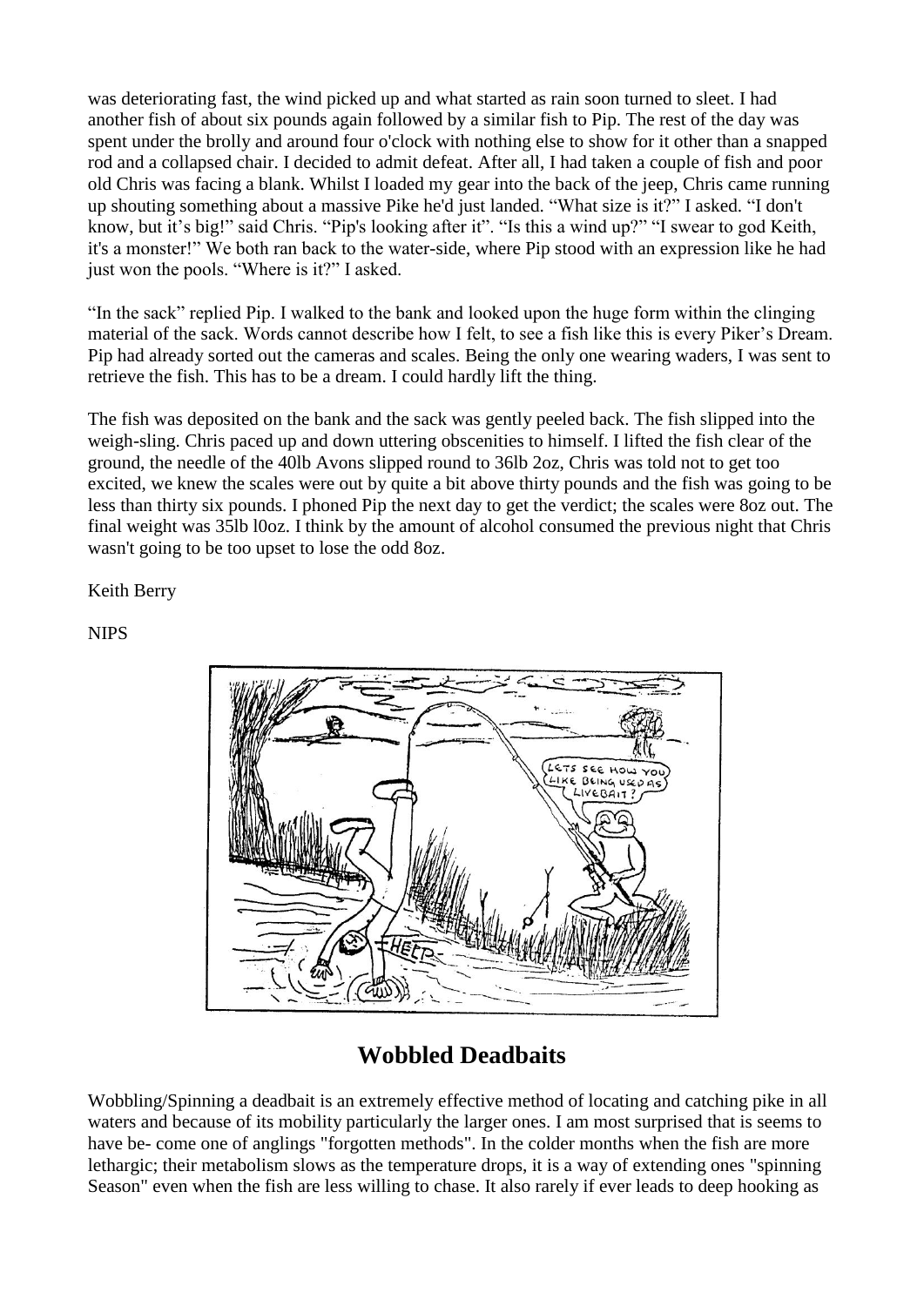was deteriorating fast, the wind picked up and what started as rain soon turned to sleet. I had another fish of about six pounds again followed by a similar fish to Pip. The rest of the day was spent under the brolly and around four o'clock with nothing else to show for it other than a snapped rod and a collapsed chair. I decided to admit defeat. After all, I had taken a couple of fish and poor old Chris was facing a blank. Whilst I loaded my gear into the back of the jeep, Chris came running up shouting something about a massive Pike he'd just landed. "What size is it?" I asked. "I don't know, but it's big!" said Chris. "Pip's looking after it". "Is this a wind up?" "I swear to god Keith, it's a monster!" We both ran back to the water-side, where Pip stood with an expression like he had just won the pools. "Where is it?" I asked.

"In the sack" replied Pip. I walked to the bank and looked upon the huge form within the clinging material of the sack. Words cannot describe how I felt, to see a fish like this is every Piker's Dream. Pip had already sorted out the cameras and scales. Being the only one wearing waders, I was sent to retrieve the fish. This has to be a dream. I could hardly lift the thing.

The fish was deposited on the bank and the sack was gently peeled back. The fish slipped into the weigh-sling. Chris paced up and down uttering obscenities to himself. I lifted the fish clear of the ground, the needle of the 40lb Avons slipped round to 36lb 2oz, Chris was told not to get too excited, we knew the scales were out by quite a bit above thirty pounds and the fish was going to be less than thirty six pounds. I phoned Pip the next day to get the verdict; the scales were 8oz out. The final weight was 35lb l0oz. I think by the amount of alcohol consumed the previous night that Chris wasn't going to be too upset to lose the odd 8oz.

Keith Berry

NIPS

## Wobbled Deadbaits

Wobbling/Spinning a deadbait is an extremely effective method of locating and catching pike in all waters and because of its mobility particularly the larger ones. I am most surprised that is seems to have be- come one of anglings "forgotten methods". In the colder months when the fish are more lethargic; their metabolism slows as the temperature drops, it is a way of extending ones "spinning Season" even when the fish are less willing to chase. It also rarely if ever leads to deep hooking as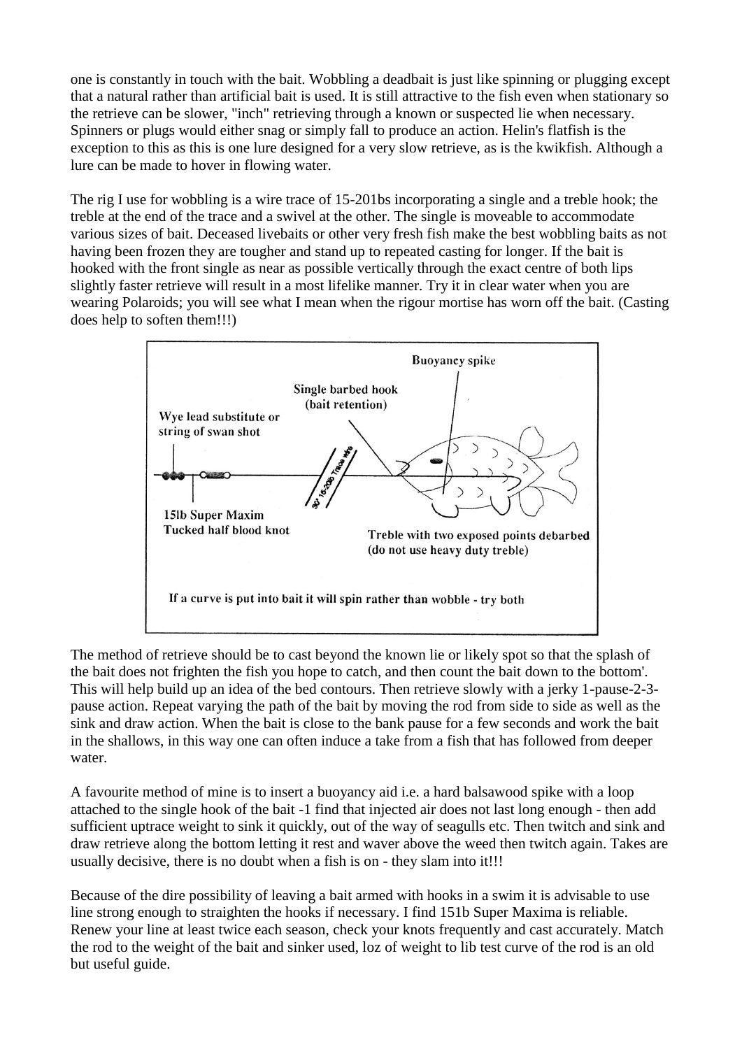one is constantly in touch with the bait. Wobbling a deadbait is just like spinning or plugging except that a natural rather than artificial bait is used. It is still attractive to the fish even when stationary so the retrieve can be slower, "inch" retrieving through a known or suspected lie when necessary. Spinners or plugs would either snag or simply fall to produce an action. Helin's flatfish is the exception to this as this is one lure designed for a very slow retrieve, as is the kwikfish. Although a lure can be made to hover in flowing water.

The rig I use for wobbling is a wire trace of 15-201bs incorporating a single and a treble hook; the treble at the end of the trace and a swivel at the other. The single is moveable to accommodate various sizes of bait. Deceased livebaits or other very fresh fish make the best wobbling baits as not having been frozen they are tougher and stand up to repeated casting for longer. If the bait is hooked with the front single as near as possible vertically through the exact centre of both lips slightly faster retrieve will result in a most lifelike manner. Try it in clear water when you are wearing Polaroids; you will see what I mean when the rigour mortise has worn off the bait. (Casting does help to soften them!!!)

Buoyancy spike

Single barbed hook (bait retention)

Wye lead substitute or string of swan shot

30" 15-20lb Trace wire

15lb Super Maxim Tucked half blood knot

Treble with two exposed points debarbed (do not use heavy duty treble)

If a curve is put into bait it will spin rather than wobble - try both

The method of retrieve should be to cast beyond the known lie or likely spot so that the splash of the bait does not frighten the fish you hope to catch, and then count the bait down to the bottom'. This will help build up an idea of the bed contours. Then retrieve slowly with a jerky 1-pause-2-3-pause action. Repeat varying the path of the bait by moving the rod from side to side as well as the sink and draw action. When the bait is close to the bank pause for a few seconds and work the bait in the shallows, in this way one can often induce a take from a fish that has followed from deeper water.

A favourite method of mine is to insert a buoyancy aid i.e. a hard balsawood spike with a loop attached to the single hook of the bait -1 find that injected air does not last long enough - then add sufficient uptrace weight to sink it quickly, out of the way of seagulls etc. Then twitch and sink and draw retrieve along the bottom letting it rest and waver above the weed then twitch again. Takes are usually decisive, there is no doubt when a fish is on - they slam into it!!!

Because of the dire possibility of leaving a bait armed with hooks in a swim it is advisable to use line strong enough to straighten the hooks if necessary. I find 151b Super Maxima is reliable. Renew your line at least twice each season, check your knots frequently and cast accurately. Match the rod to the weight of the bait and sinker used, loz of weight to lib test curve of the rod is an old but useful guide.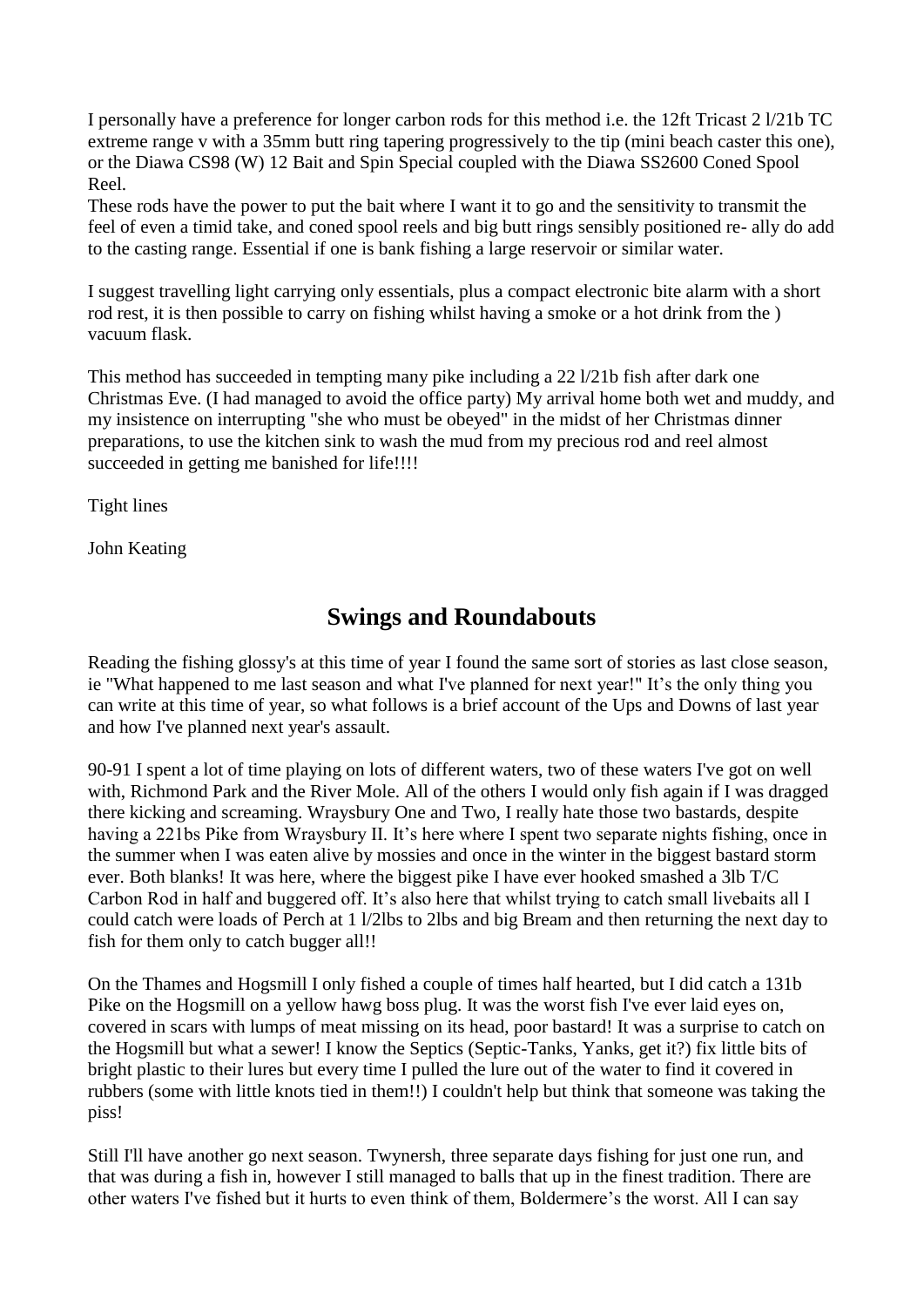I personally have a preference for longer carbon rods for this method i.e. the 12ft Tricast 2 l/21b TC extreme range v with a 35mm butt ring tapering progressively to the tip (mini beach caster this one), or the Diawa CS98 (W) 12 Bait and Spin Special coupled with the Diawa SS2600 Coned Spool Reel.
These rods have the power to put the bait where I want it to go and the sensitivity to transmit the feel of even a timid take, and coned spool reels and big butt rings sensibly positioned re- ally do add to the casting range. Essential if one is bank fishing a large reservoir or similar water.

I suggest travelling light carrying only essentials, plus a compact electronic bite alarm with a short rod rest, it is then possible to carry on fishing whilst having a smoke or a hot drink from the ) vacuum flask.

This method has succeeded in tempting many pike including a 22 l/21b fish after dark one Christmas Eve. (I had managed to avoid the office party) My arrival home both wet and muddy, and my insistence on interrupting "she who must be obeyed" in the midst of her Christmas dinner preparations, to use the kitchen sink to wash the mud from my precious rod and reel almost succeeded in getting me banished for life!!!!

Tight lines

John Keating

## Swings and Roundabouts

Reading the fishing glossy's at this time of year I found the same sort of stories as last close season, ie "What happened to me last season and what I've planned for next year!" It's the only thing you can write at this time of year, so what follows is a brief account of the Ups and Downs of last year and how I've planned next year's assault.

90-91 I spent a lot of time playing on lots of different waters, two of these waters I've got on well with, Richmond Park and the River Mole. All of the others I would only fish again if I was dragged there kicking and screaming. Wraysbury One and Two, I really hate those two bastards, despite having a 221bs Pike from Wraysbury II. It's here where I spent two separate nights fishing, once in the summer when I was eaten alive by mossies and once in the winter in the biggest bastard storm ever. Both blanks! It was here, where the biggest pike I have ever hooked smashed a 3lb T/C Carbon Rod in half and buggered off. It's also here that whilst trying to catch small livebaits all I could catch were loads of Perch at 1 l/2lbs to 2lbs and big Bream and then returning the next day to fish for them only to catch bugger all!!

On the Thames and Hogsmill I only fished a couple of times half hearted, but I did catch a 131b Pike on the Hogsmill on a yellow hawg boss plug. It was the worst fish I've ever laid eyes on, covered in scars with lumps of meat missing on its head, poor bastard! It was a surprise to catch on the Hogsmill but what a sewer! I know the Septics (Septic-Tanks, Yanks, get it?) fix little bits of bright plastic to their lures but every time I pulled the lure out of the water to find it covered in rubbers (some with little knots tied in them!!) I couldn't help but think that someone was taking the piss!

Still I'll have another go next season. Twynersh, three separate days fishing for just one run, and that was during a fish in, however I still managed to balls that up in the finest tradition. There are other waters I've fished but it hurts to even think of them, Boldermere's the worst. All I can say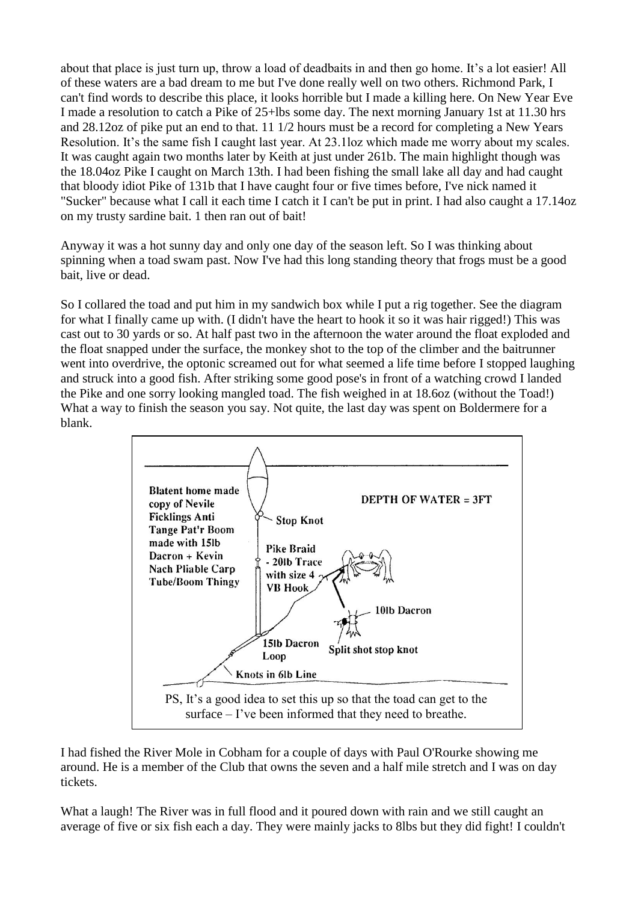about that place is just turn up, throw a load of deadbaits in and then go home. It's a lot easier! All of these waters are a bad dream to me but I've done really well on two others. Richmond Park, I can't find words to describe this place, it looks horrible but I made a killing here. On New Year Eve I made a resolution to catch a Pike of 25+lbs some day. The next morning January 1st at 11.30 hrs and 28.12oz of pike put an end to that. 11 1/2 hours must be a record for completing a New Years Resolution. It's the same fish I caught last year. At 23.1loz which made me worry about my scales. It was caught again two months later by Keith at just under 261b. The main highlight though was the 18.04oz Pike I caught on March 13th. I had been fishing the small lake all day and had caught that bloody idiot Pike of 131b that I have caught four or five times before, I've nick named it "Sucker" because what I call it each time I catch it I can't be put in print. I had also caught a 17.14oz on my trusty sardine bait. 1 then ran out of bait!

Anyway it was a hot sunny day and only one day of the season left. So I was thinking about spinning when a toad swam past. Now I've had this long standing theory that frogs must be a good bait, live or dead.

So I collared the toad and put him in my sandwich box while I put a rig together. See the diagram for what I finally came up with. (I didn't have the heart to hook it so it was hair rigged!) This was cast out to 30 yards or so. At half past two in the afternoon the water around the float exploded and the float snapped under the surface, the monkey shot to the top of the climber and the baitrunner went into overdrive, the optonic screamed out for what seemed a life time before I stopped laughing and struck into a good fish. After striking some good pose's in front of a watching crowd I landed the Pike and one sorry looking mangled toad. The fish weighed in at 18.6oz (without the Toad!) What a way to finish the season you say. Not quite, the last day was spent on Boldermere for a blank.

Blatent home made copy of Nevile Ficklings Anti Tange Pat'r Boom made with 15lb Dacron + Kevin Nach Pliable Carp Tube/Boom Thingy

DEPTH OF WATER = 3FT

Stop Knot

Pike Braid - 20lb Trace with size 4 VB Hook

10lb Dacron

15lb Dacron Loop

Split shot stop knot

Knots in 6lb Line

PS, It's a good idea to set this up so that the toad can get to the surface – I've been informed that they need to breathe.

I had fished the River Mole in Cobham for a couple of days with Paul O'Rourke showing me around. He is a member of the Club that owns the seven and a half mile stretch and I was on day tickets.

What a laugh! The River was in full flood and it poured down with rain and we still caught an average of five or six fish each a day. They were mainly jacks to 8lbs but they did fight! I couldn't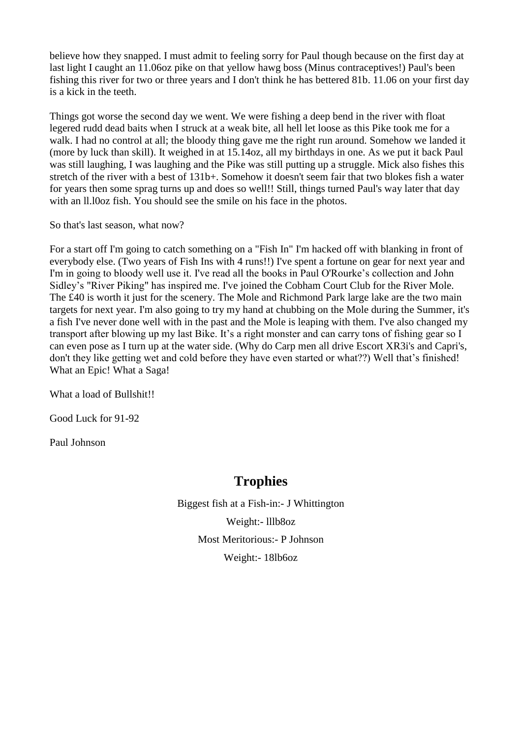believe how they snapped. I must admit to feeling sorry for Paul though because on the first day at last light I caught an 11.06oz pike on that yellow hawg boss (Minus contraceptives!) Paul's been fishing this river for two or three years and I don't think he has bettered 81b. 11.06 on your first day is a kick in the teeth.

Things got worse the second day we went. We were fishing a deep bend in the river with float legered rudd dead baits when I struck at a weak bite, all hell let loose as this Pike took me for a walk. I had no control at all; the bloody thing gave me the right run around. Somehow we landed it (more by luck than skill). It weighed in at 15.14oz, all my birthdays in one. As we put it back Paul was still laughing, I was laughing and the Pike was still putting up a struggle. Mick also fishes this stretch of the river with a best of 131b+. Somehow it doesn't seem fair that two blokes fish a water for years then some sprag turns up and does so well!! Still, things turned Paul's way later that day with an ll.l0oz fish. You should see the smile on his face in the photos.

So that's last season, what now?

For a start off I'm going to catch something on a "Fish In" I'm hacked off with blanking in front of everybody else. (Two years of Fish Ins with 4 runs!!) I've spent a fortune on gear for next year and I'm in going to bloody well use it. I've read all the books in Paul O'Rourke's collection and John Sidley's "River Piking" has inspired me. I've joined the Cobham Court Club for the River Mole. The £40 is worth it just for the scenery. The Mole and Richmond Park large lake are the two main targets for next year. I'm also going to try my hand at chubbing on the Mole during the Summer, it's a fish I've never done well with in the past and the Mole is leaping with them. I've also changed my transport after blowing up my last Bike. It's a right monster and can carry tons of fishing gear so I can even pose as I turn up at the water side. (Why do Carp men all drive Escort XR3i's and Capri's, don't they like getting wet and cold before they have even started or what??) Well that's finished! What an Epic! What a Saga!

What a load of Bullshit!!

Good Luck for 91-92

Paul Johnson

## Trophies

Biggest fish at a Fish-in:- J Whittington

Weight:- lllb8oz

Most Meritorious:- P Johnson

Weight:- 18lb6oz